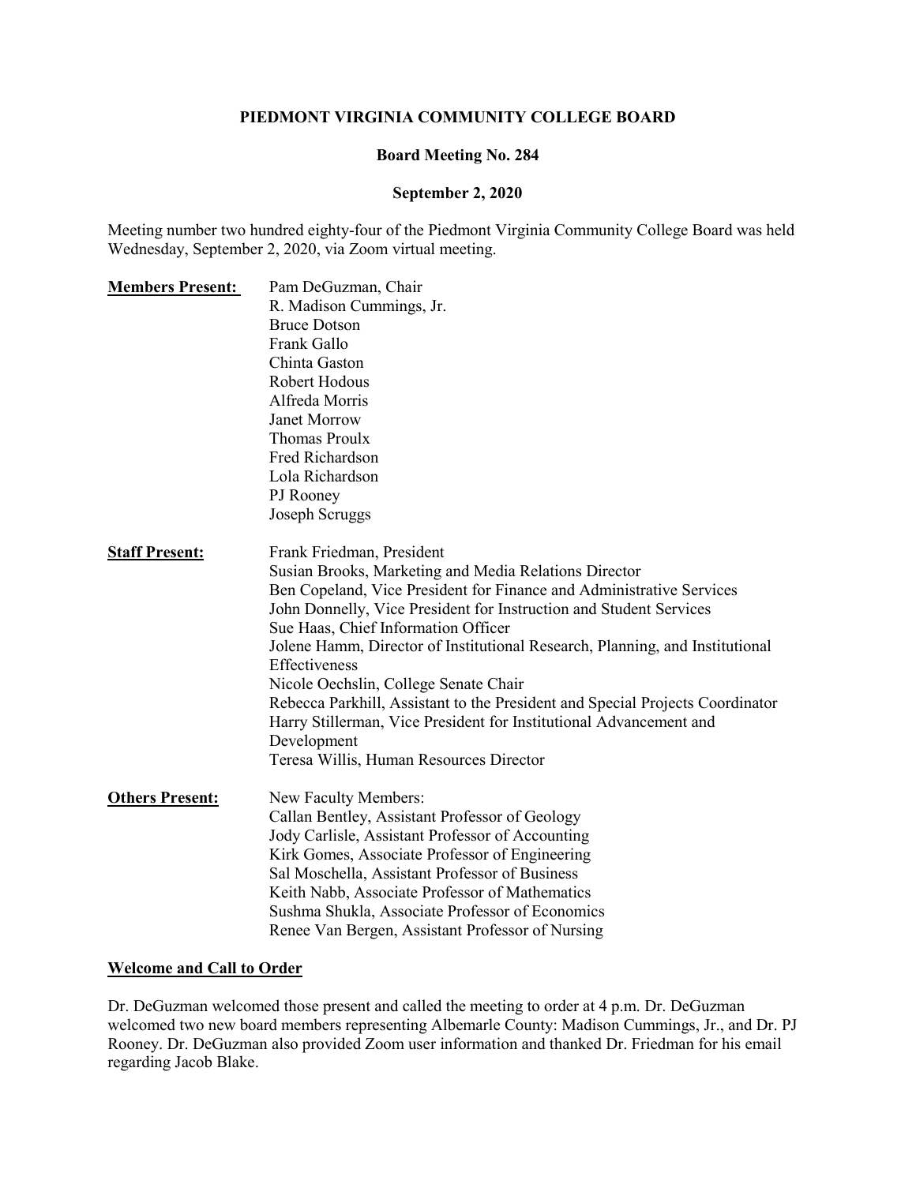**PIEDMONT VIRGINIA COMMUNITY COLLEGE BOARD**

**Board Meeting No. 284**

**September 2, 2020**

Meeting number two hundred eighty-four of the Piedmont Virginia Community College Board was held Wednesday, September 2, 2020, via Zoom virtual meeting.

**Members Present:**

Pam DeGuzman, Chair
R. Madison Cummings, Jr.
Bruce Dotson
Frank Gallo
Chinta Gaston
Robert Hodous
Alfreda Morris
Janet Morrow
Thomas Proulx
Fred Richardson
Lola Richardson
PJ Rooney
Joseph Scruggs

**Staff Present:**

Frank Friedman, President
Susian Brooks, Marketing and Media Relations Director
Ben Copeland, Vice President for Finance and Administrative Services
John Donnelly, Vice President for Instruction and Student Services
Sue Haas, Chief Information Officer
Jolene Hamm, Director of Institutional Research, Planning, and Institutional Effectiveness
Nicole Oechslin, College Senate Chair
Rebecca Parkhill, Assistant to the President and Special Projects Coordinator
Harry Stillerman, Vice President for Institutional Advancement and Development
Teresa Willis, Human Resources Director

**Others Present:**

New Faculty Members:
Callan Bentley, Assistant Professor of Geology
Jody Carlisle, Assistant Professor of Accounting
Kirk Gomes, Associate Professor of Engineering
Sal Moschella, Assistant Professor of Business
Keith Nabb, Associate Professor of Mathematics
Sushma Shukla, Associate Professor of Economics
Renee Van Bergen, Assistant Professor of Nursing

**Welcome and Call to Order**

Dr. DeGuzman welcomed those present and called the meeting to order at 4 p.m. Dr. DeGuzman welcomed two new board members representing Albemarle County: Madison Cummings, Jr., and Dr. PJ Rooney. Dr. DeGuzman also provided Zoom user information and thanked Dr. Friedman for his email regarding Jacob Blake.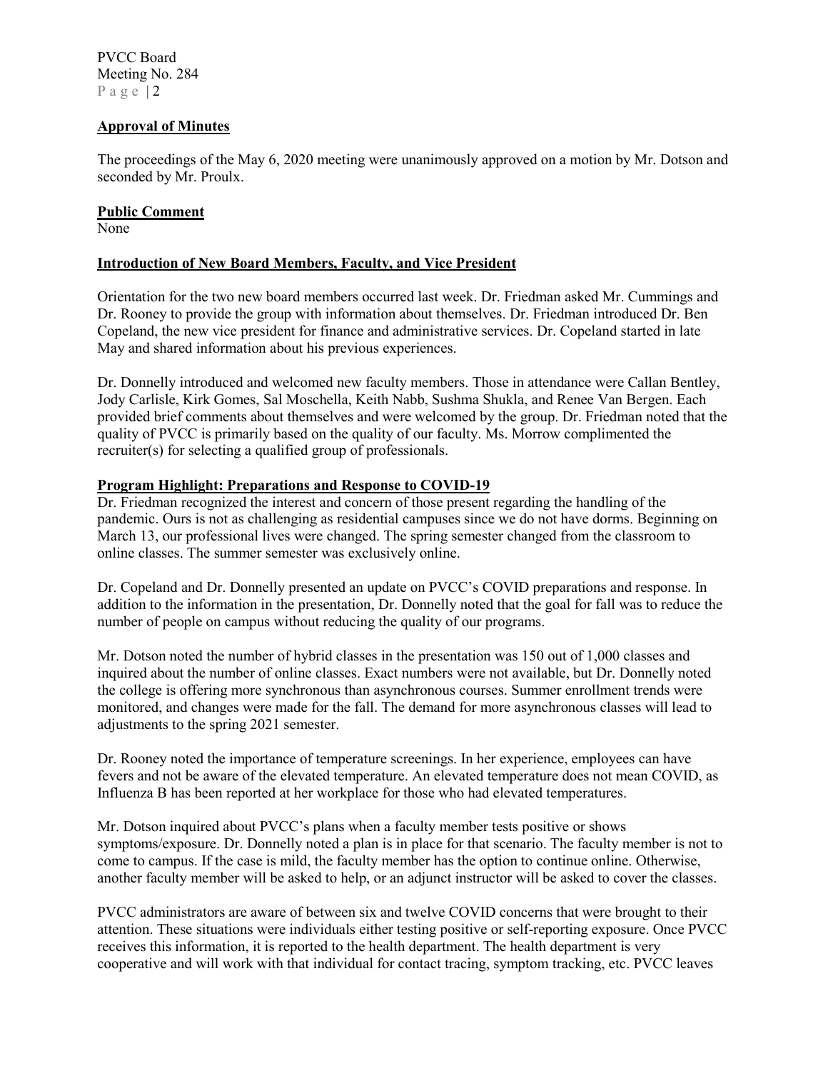## Approval of Minutes

The proceedings of the May 6, 2020 meeting were unanimously approved on a motion by Mr. Dotson and seconded by Mr. Proulx.

## Public Comment

None

## Introduction of New Board Members, Faculty, and Vice President

Orientation for the two new board members occurred last week. Dr. Friedman asked Mr. Cummings and Dr. Rooney to provide the group with information about themselves. Dr. Friedman introduced Dr. Ben Copeland, the new vice president for finance and administrative services. Dr. Copeland started in late May and shared information about his previous experiences.

Dr. Donnelly introduced and welcomed new faculty members. Those in attendance were Callan Bentley, Jody Carlisle, Kirk Gomes, Sal Moschella, Keith Nabb, Sushma Shukla, and Renee Van Bergen. Each provided brief comments about themselves and were welcomed by the group. Dr. Friedman noted that the quality of PVCC is primarily based on the quality of our faculty. Ms. Morrow complimented the recruiter(s) for selecting a qualified group of professionals.

## Program Highlight: Preparations and Response to COVID-19

Dr. Friedman recognized the interest and concern of those present regarding the handling of the pandemic. Ours is not as challenging as residential campuses since we do not have dorms. Beginning on March 13, our professional lives were changed. The spring semester changed from the classroom to online classes. The summer semester was exclusively online.

Dr. Copeland and Dr. Donnelly presented an update on PVCC's COVID preparations and response. In addition to the information in the presentation, Dr. Donnelly noted that the goal for fall was to reduce the number of people on campus without reducing the quality of our programs.

Mr. Dotson noted the number of hybrid classes in the presentation was 150 out of 1,000 classes and inquired about the number of online classes. Exact numbers were not available, but Dr. Donnelly noted the college is offering more synchronous than asynchronous courses. Summer enrollment trends were monitored, and changes were made for the fall. The demand for more asynchronous classes will lead to adjustments to the spring 2021 semester.

Dr. Rooney noted the importance of temperature screenings. In her experience, employees can have fevers and not be aware of the elevated temperature. An elevated temperature does not mean COVID, as Influenza B has been reported at her workplace for those who had elevated temperatures.

Mr. Dotson inquired about PVCC's plans when a faculty member tests positive or shows symptoms/exposure. Dr. Donnelly noted a plan is in place for that scenario. The faculty member is not to come to campus. If the case is mild, the faculty member has the option to continue online. Otherwise, another faculty member will be asked to help, or an adjunct instructor will be asked to cover the classes.

PVCC administrators are aware of between six and twelve COVID concerns that were brought to their attention. These situations were individuals either testing positive or self-reporting exposure. Once PVCC receives this information, it is reported to the health department. The health department is very cooperative and will work with that individual for contact tracing, symptom tracking, etc. PVCC leaves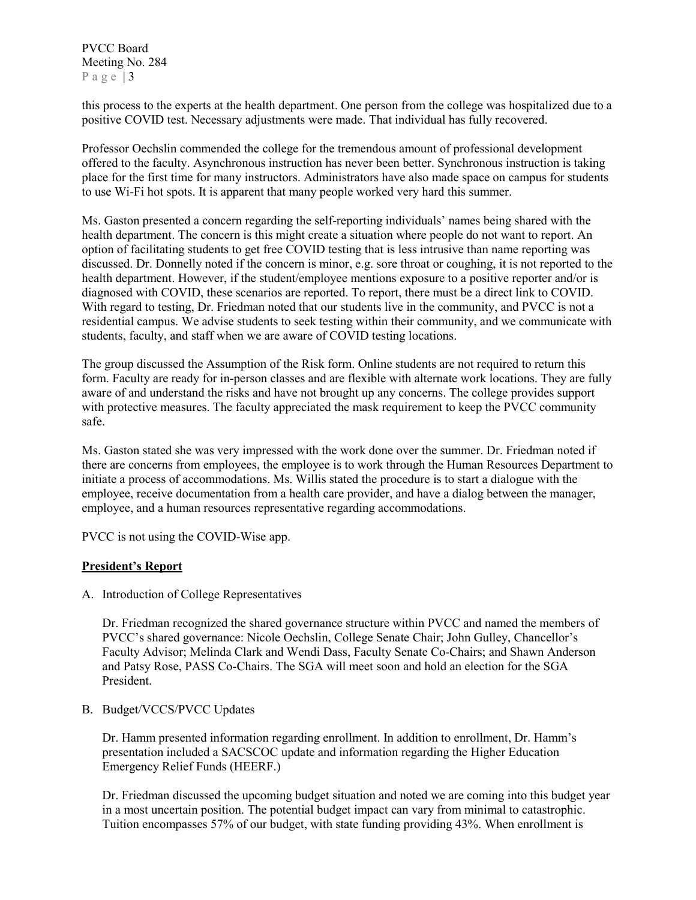this process to the experts at the health department. One person from the college was hospitalized due to a positive COVID test. Necessary adjustments were made. That individual has fully recovered.

Professor Oechslin commended the college for the tremendous amount of professional development offered to the faculty. Asynchronous instruction has never been better. Synchronous instruction is taking place for the first time for many instructors. Administrators have also made space on campus for students to use Wi-Fi hot spots. It is apparent that many people worked very hard this summer.

Ms. Gaston presented a concern regarding the self-reporting individuals' names being shared with the health department. The concern is this might create a situation where people do not want to report. An option of facilitating students to get free COVID testing that is less intrusive than name reporting was discussed. Dr. Donnelly noted if the concern is minor, e.g. sore throat or coughing, it is not reported to the health department. However, if the student/employee mentions exposure to a positive reporter and/or is diagnosed with COVID, these scenarios are reported. To report, there must be a direct link to COVID. With regard to testing, Dr. Friedman noted that our students live in the community, and PVCC is not a residential campus. We advise students to seek testing within their community, and we communicate with students, faculty, and staff when we are aware of COVID testing locations.

The group discussed the Assumption of the Risk form. Online students are not required to return this form. Faculty are ready for in-person classes and are flexible with alternate work locations. They are fully aware of and understand the risks and have not brought up any concerns. The college provides support with protective measures. The faculty appreciated the mask requirement to keep the PVCC community safe.

Ms. Gaston stated she was very impressed with the work done over the summer. Dr. Friedman noted if there are concerns from employees, the employee is to work through the Human Resources Department to initiate a process of accommodations. Ms. Willis stated the procedure is to start a dialogue with the employee, receive documentation from a health care provider, and have a dialog between the manager, employee, and a human resources representative regarding accommodations.

PVCC is not using the COVID-Wise app.

## President's Report

A. Introduction of College Representatives

Dr. Friedman recognized the shared governance structure within PVCC and named the members of PVCC's shared governance: Nicole Oechslin, College Senate Chair; John Gulley, Chancellor's Faculty Advisor; Melinda Clark and Wendi Dass, Faculty Senate Co-Chairs; and Shawn Anderson and Patsy Rose, PASS Co-Chairs. The SGA will meet soon and hold an election for the SGA President.

B. Budget/VCCS/PVCC Updates

Dr. Hamm presented information regarding enrollment. In addition to enrollment, Dr. Hamm's presentation included a SACSCOC update and information regarding the Higher Education Emergency Relief Funds (HEERF.)

Dr. Friedman discussed the upcoming budget situation and noted we are coming into this budget year in a most uncertain position. The potential budget impact can vary from minimal to catastrophic. Tuition encompasses 57% of our budget, with state funding providing 43%. When enrollment is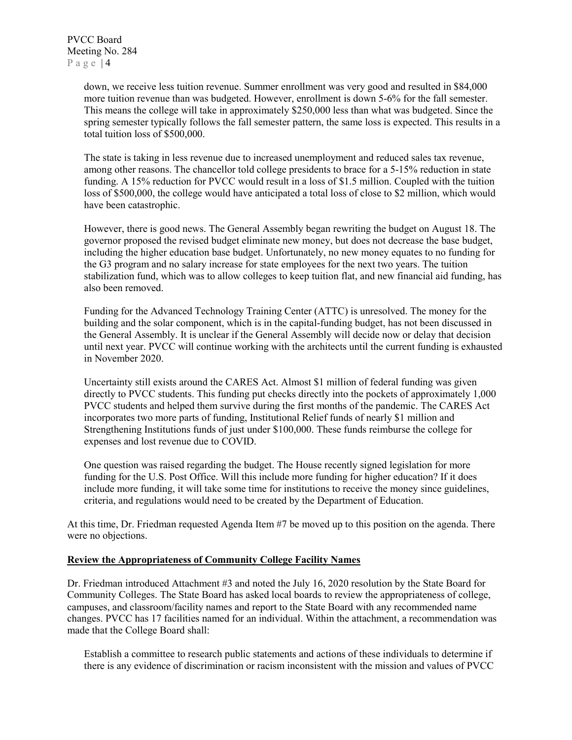down, we receive less tuition revenue. Summer enrollment was very good and resulted in $84,000 more tuition revenue than was budgeted. However, enrollment is down 5-6% for the fall semester. This means the college will take in approximately $250,000 less than what was budgeted. Since the spring semester typically follows the fall semester pattern, the same loss is expected. This results in a total tuition loss of $500,000.

The state is taking in less revenue due to increased unemployment and reduced sales tax revenue, among other reasons. The chancellor told college presidents to brace for a 5-15% reduction in state funding. A 15% reduction for PVCC would result in a loss of $1.5 million. Coupled with the tuition loss of $500,000, the college would have anticipated a total loss of close to $2 million, which would have been catastrophic.

However, there is good news. The General Assembly began rewriting the budget on August 18. The governor proposed the revised budget eliminate new money, but does not decrease the base budget, including the higher education base budget. Unfortunately, no new money equates to no funding for the G3 program and no salary increase for state employees for the next two years. The tuition stabilization fund, which was to allow colleges to keep tuition flat, and new financial aid funding, has also been removed.

Funding for the Advanced Technology Training Center (ATTC) is unresolved. The money for the building and the solar component, which is in the capital-funding budget, has not been discussed in the General Assembly. It is unclear if the General Assembly will decide now or delay that decision until next year. PVCC will continue working with the architects until the current funding is exhausted in November 2020.

Uncertainty still exists around the CARES Act. Almost $1 million of federal funding was given directly to PVCC students. This funding put checks directly into the pockets of approximately 1,000 PVCC students and helped them survive during the first months of the pandemic. The CARES Act incorporates two more parts of funding, Institutional Relief funds of nearly $1 million and Strengthening Institutions funds of just under $100,000. These funds reimburse the college for expenses and lost revenue due to COVID.

One question was raised regarding the budget. The House recently signed legislation for more funding for the U.S. Post Office. Will this include more funding for higher education? If it does include more funding, it will take some time for institutions to receive the money since guidelines, criteria, and regulations would need to be created by the Department of Education.

At this time, Dr. Friedman requested Agenda Item #7 be moved up to this position on the agenda. There were no objections.

**Review the Appropriateness of Community College Facility Names**

Dr. Friedman introduced Attachment #3 and noted the July 16, 2020 resolution by the State Board for Community Colleges. The State Board has asked local boards to review the appropriateness of college, campuses, and classroom/facility names and report to the State Board with any recommended name changes. PVCC has 17 facilities named for an individual. Within the attachment, a recommendation was made that the College Board shall:

> Establish a committee to research public statements and actions of these individuals to determine if there is any evidence of discrimination or racism inconsistent with the mission and values of PVCC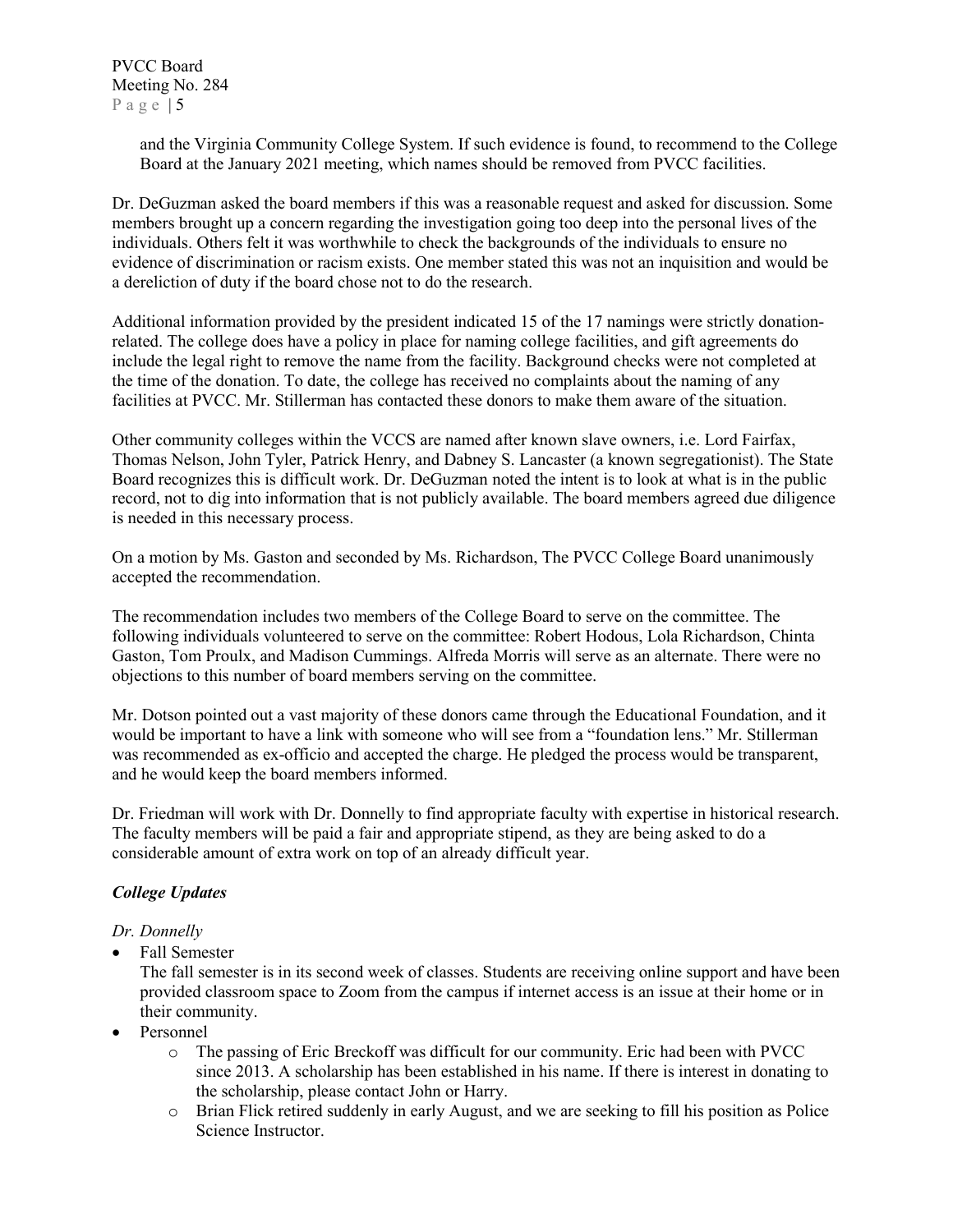and the Virginia Community College System. If such evidence is found, to recommend to the College Board at the January 2021 meeting, which names should be removed from PVCC facilities.

Dr. DeGuzman asked the board members if this was a reasonable request and asked for discussion. Some members brought up a concern regarding the investigation going too deep into the personal lives of the individuals. Others felt it was worthwhile to check the backgrounds of the individuals to ensure no evidence of discrimination or racism exists. One member stated this was not an inquisition and would be a dereliction of duty if the board chose not to do the research.

Additional information provided by the president indicated 15 of the 17 namings were strictly donation-related. The college does have a policy in place for naming college facilities, and gift agreements do include the legal right to remove the name from the facility. Background checks were not completed at the time of the donation. To date, the college has received no complaints about the naming of any facilities at PVCC. Mr. Stillerman has contacted these donors to make them aware of the situation.

Other community colleges within the VCCS are named after known slave owners, i.e. Lord Fairfax, Thomas Nelson, John Tyler, Patrick Henry, and Dabney S. Lancaster (a known segregationist). The State Board recognizes this is difficult work. Dr. DeGuzman noted the intent is to look at what is in the public record, not to dig into information that is not publicly available. The board members agreed due diligence is needed in this necessary process.

On a motion by Ms. Gaston and seconded by Ms. Richardson, The PVCC College Board unanimously accepted the recommendation.

The recommendation includes two members of the College Board to serve on the committee. The following individuals volunteered to serve on the committee: Robert Hodous, Lola Richardson, Chinta Gaston, Tom Proulx, and Madison Cummings. Alfreda Morris will serve as an alternate. There were no objections to this number of board members serving on the committee.

Mr. Dotson pointed out a vast majority of these donors came through the Educational Foundation, and it would be important to have a link with someone who will see from a "foundation lens." Mr. Stillerman was recommended as ex-officio and accepted the charge. He pledged the process would be transparent, and he would keep the board members informed.

Dr. Friedman will work with Dr. Donnelly to find appropriate faculty with expertise in historical research. The faculty members will be paid a fair and appropriate stipend, as they are being asked to do a considerable amount of extra work on top of an already difficult year.

### *College Updates*

*Dr. Donnelly*

- Fall Semester
  The fall semester is in its second week of classes. Students are receiving online support and have been provided classroom space to Zoom from the campus if internet access is an issue at their home or in their community.
- Personnel
  - The passing of Eric Breckoff was difficult for our community. Eric had been with PVCC since 2013. A scholarship has been established in his name. If there is interest in donating to the scholarship, please contact John or Harry.
  - Brian Flick retired suddenly in early August, and we are seeking to fill his position as Police Science Instructor.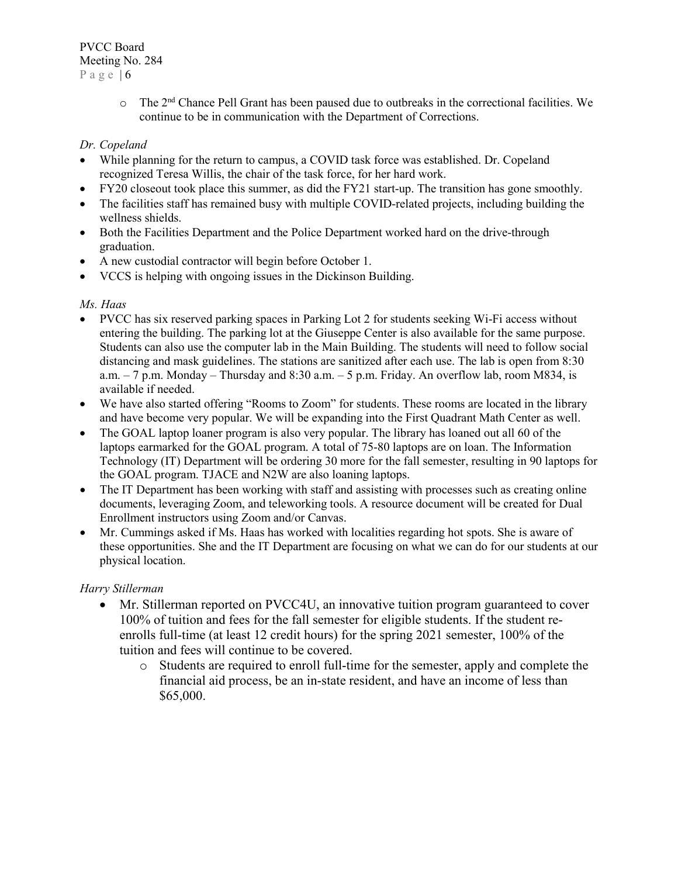- The 2nd Chance Pell Grant has been paused due to outbreaks in the correctional facilities. We continue to be in communication with the Department of Corrections.

*Dr. Copeland*

- While planning for the return to campus, a COVID task force was established. Dr. Copeland recognized Teresa Willis, the chair of the task force, for her hard work.
- FY20 closeout took place this summer, as did the FY21 start-up. The transition has gone smoothly.
- The facilities staff has remained busy with multiple COVID-related projects, including building the wellness shields.
- Both the Facilities Department and the Police Department worked hard on the drive-through graduation.
- A new custodial contractor will begin before October 1.
- VCCS is helping with ongoing issues in the Dickinson Building.

*Ms. Haas*

- PVCC has six reserved parking spaces in Parking Lot 2 for students seeking Wi-Fi access without entering the building. The parking lot at the Giuseppe Center is also available for the same purpose. Students can also use the computer lab in the Main Building. The students will need to follow social distancing and mask guidelines. The stations are sanitized after each use. The lab is open from 8:30 a.m. – 7 p.m. Monday – Thursday and 8:30 a.m. – 5 p.m. Friday. An overflow lab, room M834, is available if needed.
- We have also started offering "Rooms to Zoom" for students. These rooms are located in the library and have become very popular. We will be expanding into the First Quadrant Math Center as well.
- The GOAL laptop loaner program is also very popular. The library has loaned out all 60 of the laptops earmarked for the GOAL program. A total of 75-80 laptops are on loan. The Information Technology (IT) Department will be ordering 30 more for the fall semester, resulting in 90 laptops for the GOAL program. TJACE and N2W are also loaning laptops.
- The IT Department has been working with staff and assisting with processes such as creating online documents, leveraging Zoom, and teleworking tools. A resource document will be created for Dual Enrollment instructors using Zoom and/or Canvas.
- Mr. Cummings asked if Ms. Haas has worked with localities regarding hot spots. She is aware of these opportunities. She and the IT Department are focusing on what we can do for our students at our physical location.

*Harry Stillerman*

- Mr. Stillerman reported on PVCC4U, an innovative tuition program guaranteed to cover 100% of tuition and fees for the fall semester for eligible students. If the student re-enrolls full-time (at least 12 credit hours) for the spring 2021 semester, 100% of the tuition and fees will continue to be covered.
  - Students are required to enroll full-time for the semester, apply and complete the financial aid process, be an in-state resident, and have an income of less than $65,000.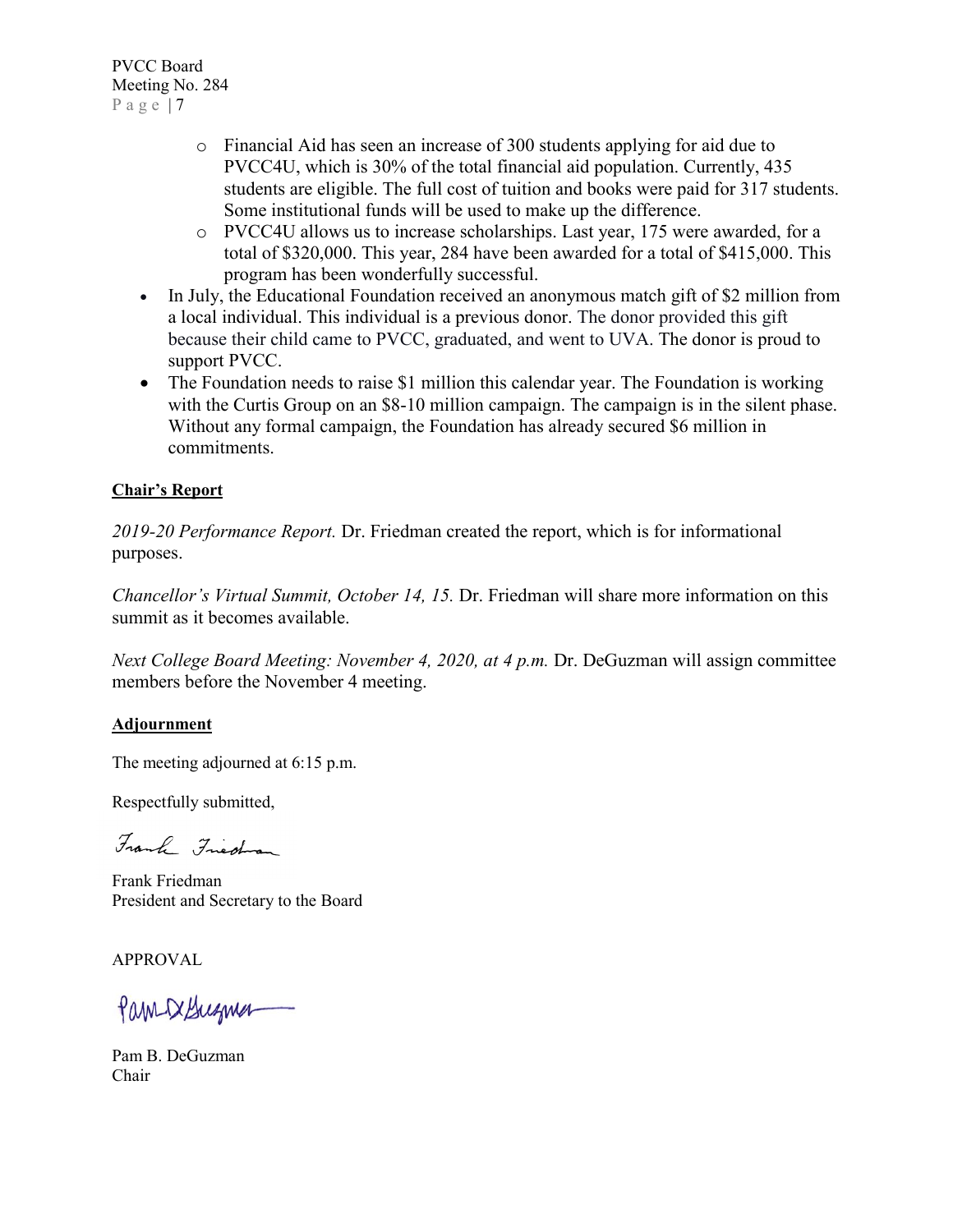- Financial Aid has seen an increase of 300 students applying for aid due to PVCC4U, which is 30% of the total financial aid population. Currently, 435 students are eligible. The full cost of tuition and books were paid for 317 students. Some institutional funds will be used to make up the difference.
    - PVCC4U allows us to increase scholarships. Last year, 175 were awarded, for a total of $320,000. This year, 284 have been awarded for a total of $415,000. This program has been wonderfully successful.
- In July, the Educational Foundation received an anonymous match gift of $2 million from a local individual. This individual is a previous donor. The donor provided this gift because their child came to PVCC, graduated, and went to UVA. The donor is proud to support PVCC.
- The Foundation needs to raise $1 million this calendar year. The Foundation is working with the Curtis Group on an $8-10 million campaign. The campaign is in the silent phase. Without any formal campaign, the Foundation has already secured $6 million in commitments.

**Chair's Report**

*2019-20 Performance Report.* Dr. Friedman created the report, which is for informational purposes.

*Chancellor's Virtual Summit, October 14, 15.* Dr. Friedman will share more information on this summit as it becomes available.

*Next College Board Meeting: November 4, 2020, at 4 p.m.* Dr. DeGuzman will assign committee members before the November 4 meeting.

**Adjournment**

The meeting adjourned at 6:15 p.m.

Respectfully submitted,

Frank Friedman

Frank Friedman
President and Secretary to the Board

APPROVAL

Pam DeGuzman

Pam B. DeGuzman
Chair